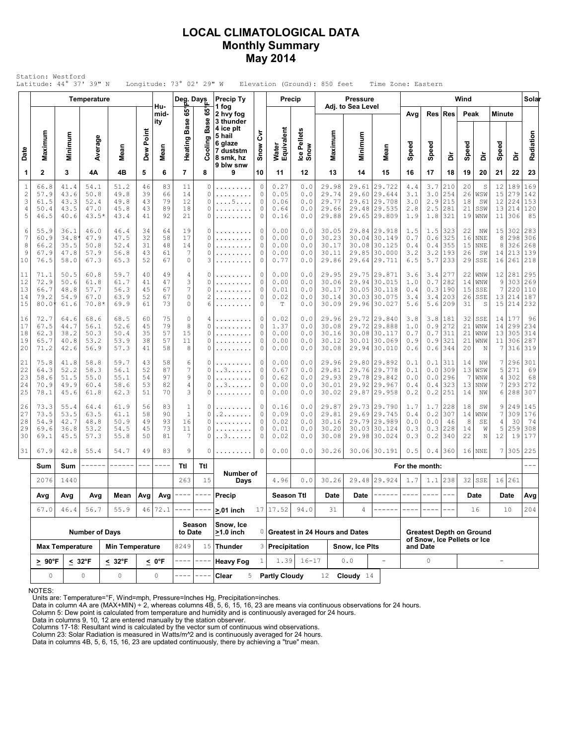# LOCAL CLIMATOLOGICAL DATA
## Monthly Summary
## May 2014

Station: Westford
Latitude: 44° 37' 39" N    Longitude: 73° 02' 29" W    Elevation (Ground): 850 feet    Time Zone: Eastern

| Date | Temperature | | | | | Humidity | Deg. Days | | Precip Ty | | Precip | | Pressure Adj. to Sea Level | | | Wind | | | | | | | Solar |
|---|---|---|---|---|---|---|---|---|---|---|---|---|---|---|---|---|---|---|---|---|---|---|---|
| | Maximum | Minimum | Average | Mean | Dew Point | Mean | Heating Base 65°F | Cooling Base 65°F | 1 fog 2 hvy fog 3 thunder 4 ice plt 5 hail 6 glaze 7 duststm 8 smk, hz 9 blw snw | Snow Cvr | Water Equivalent | Ice Pellets Snow | Maximum | Minimum | Mean | Avg Speed | Res Speed | Res Dir | Peak Speed | Peak Dir | Minute Speed | Minute Dir | Radiation |
| 1 | 2 | 3 | 4A | 4B | 5 | 6 | 7 | 8 | 9 | 10 | 11 | 12 | 13 | 14 | 15 | 16 | 17 | 18 | 19 | 20 | 21 | 22 | 23 |
| 1 | 66.8 | 41.4 | 54.1 | 51.2 | 46 | 83 | 11 | 0 | ......... | 0 | 0.27 | 0.0 | 29.98 | 29.61 | 29.722 | 4.4 | 3.7 | 210 | 20 | S | 12 | 189 | 169 |
| 2 | 57.9 | 43.6 | 50.8 | 49.8 | 39 | 66 | 14 | 0 | ......... | 0 | 0.05 | 0.0 | 29.74 | 29.60 | 29.644 | 3.1 | 3.0 | 254 | 26 | WSW | 15 | 279 | 142 |
| 3 | 61.5 | 43.3 | 52.4 | 49.8 | 43 | 79 | 12 | 0 | ....5.... | 0 | 0.06 | 0.0 | 29.77 | 29.61 | 29.708 | 3.0 | 2.9 | 215 | 18 | SW | 12 | 224 | 153 |
| 4 | 50.4 | 43.5 | 47.0 | 45.8 | 43 | 89 | 18 | 0 | ......... | 0 | 0.64 | 0.0 | 29.66 | 29.48 | 29.535 | 2.8 | 2.5 | 281 | 21 | SSW | 13 | 214 | 120 |
| 5 | 46.5 | 40.6 | 43.5* | 43.4 | 41 | 92 | 21 | 0 | ......... | 0 | 0.16 | 0.0 | 29.88 | 29.65 | 29.809 | 1.9 | 1.8 | 321 | 19 | WNW | 11 | 306 | 85 |
| 6 | 55.9 | 36.1 | 46.0 | 46.4 | 34 | 64 | 19 | 0 | ......... | 0 | 0.00 | 0.0 | 30.05 | 29.84 | 29.918 | 1.5 | 1.5 | 323 | 22 | NW | 15 | 302 | 283 |
| 7 | 60.9 | 34.8* | 47.9 | 47.5 | 32 | 58 | 17 | 0 | ......... | 0 | 0.00 | 0.0 | 30.23 | 30.04 | 30.149 | 0.7 | 0.6 | 325 | 16 | NNE | 8 | 298 | 306 |
| 8 | 66.2 | 35.5 | 50.8 | 52.4 | 31 | 48 | 14 | 0 | ......... | 0 | 0.00 | 0.0 | 30.17 | 30.08 | 30.125 | 0.4 | 0.4 | 355 | 15 | NNE | 8 | 326 | 268 |
| 9 | 67.9 | 47.8 | 57.9 | 56.8 | 43 | 61 | 7 | 0 | ......... | 0 | 0.00 | 0.0 | 30.11 | 29.85 | 30.000 | 3.2 | 3.2 | 193 | 26 | SW | 14 | 213 | 139 |
| 10 | 76.5 | 58.0 | 67.3 | 65.3 | 52 | 67 | 0 | 3 | ......... | 0 | 0.77 | 0.0 | 29.86 | 29.64 | 29.711 | 6.5 | 5.7 | 233 | 29 | SSE | 16 | 261 | 218 |
| 11 | 71.1 | 50.5 | 60.8 | 59.7 | 40 | 49 | 4 | 0 | ......... | 0 | 0.00 | 0.0 | 29.95 | 29.75 | 29.871 | 3.6 | 3.4 | 277 | 22 | WNW | 12 | 281 | 295 |
| 12 | 72.9 | 50.6 | 61.8 | 61.7 | 41 | 47 | 3 | 0 | ......... | 0 | 0.00 | 0.0 | 30.06 | 29.94 | 30.015 | 1.0 | 0.7 | 282 | 14 | WNW | 9 | 303 | 269 |
| 13 | 66.7 | 48.8 | 57.7 | 56.3 | 45 | 67 | 7 | 0 | ......... | 0 | 0.01 | 0.0 | 30.17 | 30.05 | 30.118 | 0.4 | 0.3 | 190 | 15 | SSE | 7 | 220 | 110 |
| 14 | 79.2 | 54.9 | 67.0 | 63.9 | 52 | 67 | 0 | 2 | ......... | 0 | 0.02 | 0.0 | 30.14 | 30.03 | 30.075 | 3.4 | 3.4 | 203 | 26 | SSE | 13 | 214 | 187 |
| 15 | 80.0* | 61.6 | 70.8* | 69.9 | 61 | 73 | 0 | 6 | ......... | 0 | T | 0.0 | 30.09 | 29.96 | 30.027 | 5.6 | 5.6 | 209 | 31 | S | 15 | 214 | 232 |
| 16 | 72.7 | 64.6 | 68.6 | 68.5 | 60 | 75 | 0 | 4 | ......... | 0 | 0.02 | 0.0 | 29.96 | 29.72 | 29.840 | 3.8 | 3.8 | 181 | 32 | SSE | 14 | 177 | 96 |
| 17 | 67.5 | 44.7 | 56.1 | 52.6 | 45 | 79 | 8 | 0 | ......... | 0 | 1.37 | 0.0 | 30.08 | 29.72 | 29.888 | 1.0 | 0.9 | 272 | 21 | WNW | 14 | 299 | 234 |
| 18 | 62.3 | 38.2 | 50.3 | 50.4 | 35 | 57 | 15 | 0 | ......... | 0 | 0.00 | 0.0 | 30.16 | 30.08 | 30.117 | 0.7 | 0.7 | 311 | 21 | WNW | 13 | 305 | 314 |
| 19 | 65.7 | 40.8 | 53.2 | 53.9 | 38 | 57 | 11 | 0 | ......... | 0 | 0.00 | 0.0 | 30.12 | 30.01 | 30.069 | 0.9 | 0.9 | 321 | 21 | WNW | 11 | 306 | 287 |
| 20 | 71.2 | 42.6 | 56.9 | 57.3 | 41 | 58 | 8 | 0 | ......... | 0 | 0.00 | 0.0 | 30.08 | 29.94 | 30.010 | 0.6 | 0.6 | 344 | 20 | N | 7 | 316 | 319 |
| 21 | 75.8 | 41.8 | 58.8 | 59.7 | 43 | 58 | 6 | 0 | ......... | 0 | 0.00 | 0.0 | 29.96 | 29.80 | 29.892 | 0.1 | 0.1 | 311 | 14 | NW | 7 | 296 | 301 |
| 22 | 64.3 | 52.2 | 58.3 | 56.1 | 52 | 87 | 7 | 0 | ..3...... | 0 | 0.67 | 0.0 | 29.81 | 29.76 | 29.778 | 0.1 | 0.0 | 309 | 13 | WSW | 5 | 271 | 69 |
| 23 | 58.6 | 51.5 | 55.0 | 55.1 | 54 | 97 | 9 | 0 | ......... | 0 | 0.62 | 0.0 | 29.93 | 29.78 | 29.842 | 0.0 | 0.0 | 296 | 7 | WNW | 4 | 302 | 68 |
| 24 | 70.9 | 49.9 | 60.4 | 58.6 | 53 | 82 | 4 | 0 | ..3...... | 0 | 0.00 | 0.0 | 30.01 | 29.92 | 29.967 | 0.4 | 0.4 | 323 | 13 | NNW | 7 | 293 | 272 |
| 25 | 78.1 | 45.6 | 61.8 | 62.3 | 51 | 70 | 3 | 0 | ......... | 0 | 0.00 | 0.0 | 30.02 | 29.87 | 29.958 | 0.2 | 0.2 | 251 | 14 | NW | 6 | 288 | 307 |
| 26 | 73.3 | 55.4 | 64.4 | 61.9 | 56 | 83 | 1 | 0 | ......... | 0 | 0.16 | 0.0 | 29.87 | 29.73 | 29.790 | 1.7 | 1.7 | 228 | 18 | SW | 9 | 249 | 145 |
| 27 | 73.5 | 53.5 | 63.5 | 61.1 | 58 | 90 | 1 | 0 | .2....... | 0 | 0.09 | 0.0 | 29.81 | 29.69 | 29.745 | 0.4 | 0.2 | 307 | 14 | WNW | 7 | 309 | 176 |
| 28 | 54.9 | 42.7 | 48.8 | 50.9 | 49 | 93 | 16 | 0 | ......... | 0 | 0.02 | 0.0 | 30.16 | 29.79 | 29.989 | 0.0 | 0.0 | 46 | 8 | SE | 4 | 30 | 74 |
| 29 | 69.6 | 36.8 | 53.2 | 54.5 | 45 | 73 | 11 | 0 | ......... | 0 | 0.01 | 0.0 | 30.20 | 30.03 | 30.124 | 0.3 | 0.3 | 228 | 14 | W | 5 | 259 | 308 |
| 30 | 69.1 | 45.5 | 57.3 | 55.8 | 50 | 81 | 7 | 0 | ..3...... | 0 | 0.02 | 0.0 | 30.08 | 29.98 | 30.024 | 0.3 | 0.2 | 340 | 22 | N | 12 | 19 | 177 |
| 31 | 67.9 | 42.8 | 55.4 | 54.7 | 49 | 83 | 9 | 0 | ......... | 0 | 0.00 | 0.0 | 30.26 | 30.06 | 30.191 | 0.5 | 0.4 | 360 | 16 | NNE | 7 | 305 | 225 |
| | Sum | Sum | ------ | ------ | --- | ---- | Ttl | Ttl | Number of Days | | | | For the month: | | | | | | | | | | --- |
| | 2076 | 1440 | | | | | 263 | 15 | | | 4.96 | 0.0 | 30.26 | 29.48 | 29.924 | 1.7 | 1.1 | 238 | 32 | SSE | 16 | 261 | |
| | Avg | Avg | Avg | Mean | Avg | Avg | ---- | ---- | Precip | | Season Ttl | | Date | Date | ------ | ---- | ---- | --- | Date | | Date | | Avg |
| | 67.0 | 46.4 | 56.7 | 55.9 | 46 | 72.1 | ---- | ---- | ≥.01 inch | 17 | 17.52 | 94.0 | 31 | 4 | ------ | ---- | ---- | --- | 16 | | 10 | | 204 |

| Number of Days | | | | Season to Date | | Snow, Ice ≥1.0 inch | 0 | Greatest in 24 Hours and Dates | | | | Greatest Depth on Ground of Snow, Ice Pellets or Ice and Date | |
|---|---|---|---|---|---|---|---|---|---|---|---|---|---|
| Max Temperature | | Min Temperature | | 8249 | 15 | Thunder | 3 | Precipitation | | Snow, Ice Plts | | | |
| ≥ 90°F | ≤ 32°F | ≤ 32°F | ≤ 0°F | ---- | ---- | Heavy Fog | 1 | 1.39 | 16-17 | 0.0 | - | 0 | - |
| 0 | 0 | 0 | 0 | ---- | ---- | Clear | 5 | Partly Cloudy | 12 | Cloudy | 14 | | |

NOTES:
Units are: Temperature=°F, Wind=mph, Pressure=Inches Hg, Precipitation=inches.
Data in column 4A are (MAX+MIN) ÷ 2, whereas columns 4B, 5, 6, 15, 16, 23 are means via continuous observations for 24 hours.
Column 5: Dew point is calculated from temperature and humidity and is continuously averaged for 24 hours.
Data in columns 9, 10, 12 are entered manually by the station observer.
Columns 17-18: Resultant wind is calculated by the vector sum of continuous wind observations.
Column 23: Solar Radiation is measured in Watts/m^2 and is continuously averaged for 24 hours.
Data in columns 4B, 5, 6, 15, 16, 23 are updated continuously, there by achieving a "true" mean.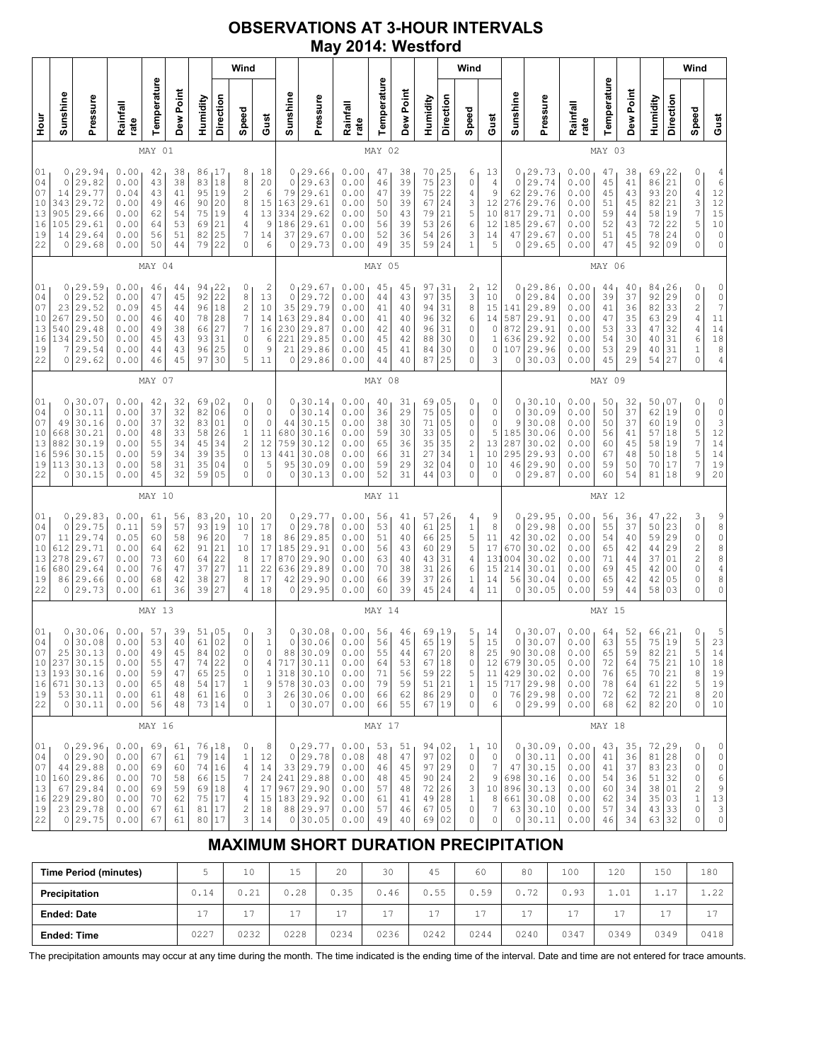# OBSERVATIONS AT 3-HOUR INTERVALS
## May 2014: Westford

| Hour | Sunshine | Pressure | Rainfall rate | Temperature | Dew Point | Humidity | Wind Direction | Wind Speed | Wind Gust | Sunshine | Pressure | Rainfall rate | Temperature | Dew Point | Humidity | Wind Direction | Wind Speed | Wind Gust | Sunshine | Pressure | Rainfall rate | Temperature | Dew Point | Humidity | Wind Direction | Wind Speed | Wind Gust |
|---|---|---|---|---|---|---|---|---|---|---|---|---|---|---|---|---|---|---|---|---|---|---|---|---|---|---|---|
| | MAY 01 | | | | | | | | | MAY 02 | | | | | | | | | MAY 03 | | | | | | | | |
| 01 | 0 | 29.94 | 0.00 | 42 | 38 | 86 | 17 | 8 | 18 | 0 | 29.66 | 0.00 | 47 | 38 | 70 | 25 | 6 | 13 | 0 | 29.73 | 0.00 | 47 | 38 | 69 | 22 | 0 | 4 |
| 04 | 0 | 29.82 | 0.00 | 43 | 38 | 83 | 18 | 8 | 20 | 0 | 29.63 | 0.00 | 46 | 39 | 75 | 23 | 0 | 4 | 0 | 29.74 | 0.00 | 45 | 41 | 86 | 21 | 0 | 6 |
| 07 | 14 | 29.77 | 0.04 | 43 | 41 | 95 | 19 | 2 | 6 | 79 | 29.61 | 0.00 | 47 | 39 | 75 | 22 | 4 | 9 | 62 | 29.76 | 0.00 | 45 | 43 | 93 | 20 | 4 | 12 |
| 10 | 343 | 29.72 | 0.00 | 49 | 46 | 90 | 20 | 8 | 15 | 163 | 29.61 | 0.00 | 50 | 39 | 67 | 24 | 3 | 12 | 276 | 29.76 | 0.00 | 51 | 45 | 82 | 21 | 3 | 12 |
| 13 | 905 | 29.66 | 0.00 | 62 | 54 | 75 | 19 | 4 | 13 | 334 | 29.62 | 0.00 | 50 | 43 | 79 | 21 | 5 | 10 | 817 | 29.71 | 0.00 | 59 | 44 | 58 | 19 | 7 | 15 |
| 16 | 105 | 29.61 | 0.00 | 64 | 53 | 69 | 21 | 4 | 9 | 186 | 29.61 | 0.00 | 56 | 39 | 53 | 26 | 6 | 12 | 185 | 29.67 | 0.00 | 52 | 43 | 72 | 22 | 5 | 10 |
| 19 | 14 | 29.64 | 0.00 | 56 | 51 | 82 | 25 | 7 | 14 | 37 | 29.67 | 0.00 | 52 | 36 | 54 | 26 | 3 | 14 | 47 | 29.67 | 0.00 | 51 | 45 | 78 | 24 | 0 | 0 |
| 22 | 0 | 29.68 | 0.00 | 50 | 44 | 79 | 22 | 0 | 6 | 0 | 29.73 | 0.00 | 49 | 35 | 59 | 24 | 1 | 5 | 0 | 29.65 | 0.00 | 47 | 45 | 92 | 09 | 0 | 0 |
| | MAY 04 | | | | | | | | | MAY 05 | | | | | | | | | MAY 06 | | | | | | | | |
| 01 | 0 | 29.59 | 0.00 | 46 | 44 | 94 | 22 | 0 | 2 | 0 | 29.67 | 0.00 | 45 | 45 | 97 | 31 | 2 | 12 | 0 | 29.86 | 0.00 | 44 | 40 | 84 | 26 | 0 | 0 |
| 04 | 0 | 29.52 | 0.00 | 47 | 45 | 92 | 22 | 8 | 13 | 0 | 29.72 | 0.00 | 44 | 43 | 97 | 35 | 3 | 10 | 0 | 29.84 | 0.00 | 39 | 37 | 92 | 29 | 0 | 0 |
| 07 | 23 | 29.52 | 0.09 | 45 | 44 | 96 | 18 | 2 | 10 | 35 | 29.79 | 0.00 | 41 | 40 | 94 | 31 | 8 | 15 | 141 | 29.89 | 0.00 | 41 | 36 | 82 | 33 | 2 | 7 |
| 10 | 267 | 29.50 | 0.00 | 46 | 40 | 78 | 28 | 7 | 14 | 163 | 29.84 | 0.00 | 41 | 40 | 96 | 32 | 6 | 14 | 587 | 29.91 | 0.00 | 47 | 35 | 63 | 29 | 4 | 11 |
| 13 | 540 | 29.48 | 0.00 | 49 | 38 | 66 | 27 | 7 | 16 | 230 | 29.87 | 0.00 | 42 | 40 | 96 | 31 | 0 | 0 | 872 | 29.91 | 0.00 | 53 | 33 | 47 | 32 | 4 | 14 |
| 16 | 134 | 29.50 | 0.00 | 45 | 43 | 93 | 31 | 0 | 6 | 221 | 29.85 | 0.00 | 45 | 42 | 88 | 30 | 0 | 1 | 636 | 29.92 | 0.00 | 54 | 30 | 40 | 31 | 6 | 18 |
| 19 | 7 | 29.54 | 0.00 | 44 | 43 | 96 | 25 | 0 | 9 | 21 | 29.86 | 0.00 | 45 | 41 | 84 | 30 | 0 | 0 | 107 | 29.96 | 0.00 | 53 | 29 | 40 | 31 | 1 | 8 |
| 22 | 0 | 29.62 | 0.00 | 46 | 45 | 97 | 30 | 5 | 11 | 0 | 29.86 | 0.00 | 44 | 40 | 87 | 25 | 0 | 3 | 0 | 30.03 | 0.00 | 45 | 29 | 54 | 27 | 0 | 4 |
| | MAY 07 | | | | | | | | | MAY 08 | | | | | | | | | MAY 09 | | | | | | | | |
| 01 | 0 | 30.07 | 0.00 | 42 | 32 | 69 | 02 | 0 | 0 | 0 | 30.14 | 0.00 | 40 | 31 | 69 | 05 | 0 | 0 | 0 | 30.10 | 0.00 | 50 | 32 | 50 | 07 | 0 | 0 |
| 04 | 0 | 30.11 | 0.00 | 37 | 32 | 82 | 06 | 0 | 0 | 0 | 30.14 | 0.00 | 36 | 29 | 75 | 05 | 0 | 0 | 0 | 30.09 | 0.00 | 50 | 37 | 62 | 19 | 0 | 0 |
| 07 | 49 | 30.16 | 0.00 | 37 | 32 | 83 | 01 | 0 | 0 | 44 | 30.15 | 0.00 | 38 | 30 | 71 | 05 | 0 | 0 | 9 | 30.08 | 0.00 | 50 | 37 | 60 | 19 | 0 | 3 |
| 10 | 668 | 30.21 | 0.00 | 48 | 33 | 58 | 26 | 1 | 11 | 680 | 30.16 | 0.00 | 59 | 30 | 33 | 05 | 0 | 5 | 185 | 30.06 | 0.00 | 56 | 41 | 57 | 18 | 5 | 12 |
| 13 | 882 | 30.19 | 0.00 | 55 | 34 | 45 | 34 | 2 | 12 | 759 | 30.12 | 0.00 | 65 | 36 | 35 | 35 | 2 | 13 | 287 | 30.02 | 0.00 | 60 | 45 | 58 | 19 | 7 | 14 |
| 16 | 596 | 30.15 | 0.00 | 59 | 34 | 39 | 35 | 0 | 13 | 441 | 30.08 | 0.00 | 66 | 31 | 27 | 34 | 1 | 10 | 295 | 29.93 | 0.00 | 67 | 48 | 50 | 18 | 5 | 14 |
| 19 | 113 | 30.13 | 0.00 | 58 | 31 | 35 | 04 | 0 | 5 | 95 | 30.09 | 0.00 | 59 | 29 | 32 | 04 | 0 | 10 | 46 | 29.90 | 0.00 | 59 | 50 | 70 | 17 | 7 | 19 |
| 22 | 0 | 30.15 | 0.00 | 45 | 32 | 59 | 05 | 0 | 0 | 0 | 30.13 | 0.00 | 52 | 31 | 44 | 03 | 0 | 0 | 0 | 29.87 | 0.00 | 60 | 54 | 81 | 18 | 9 | 20 |
| | MAY 10 | | | | | | | | | MAY 11 | | | | | | | | | MAY 12 | | | | | | | | |
| 01 | 0 | 29.83 | 0.00 | 61 | 56 | 83 | 20 | 10 | 20 | 0 | 29.77 | 0.00 | 56 | 41 | 57 | 26 | 4 | 9 | 0 | 29.95 | 0.00 | 56 | 36 | 47 | 22 | 3 | 9 |
| 04 | 0 | 29.75 | 0.11 | 59 | 57 | 93 | 19 | 10 | 17 | 0 | 29.78 | 0.00 | 53 | 40 | 61 | 25 | 1 | 8 | 0 | 29.98 | 0.00 | 55 | 37 | 50 | 23 | 0 | 8 |
| 07 | 11 | 29.74 | 0.05 | 60 | 58 | 96 | 20 | 7 | 18 | 86 | 29.85 | 0.00 | 51 | 40 | 66 | 25 | 5 | 11 | 42 | 30.02 | 0.00 | 54 | 40 | 59 | 29 | 0 | 0 |
| 10 | 612 | 29.71 | 0.00 | 64 | 62 | 91 | 21 | 10 | 17 | 185 | 29.91 | 0.00 | 56 | 43 | 60 | 29 | 5 | 17 | 670 | 30.02 | 0.00 | 65 | 42 | 44 | 29 | 2 | 8 |
| 13 | 278 | 29.67 | 0.00 | 73 | 60 | 64 | 22 | 8 | 17 | 870 | 29.90 | 0.00 | 63 | 40 | 43 | 31 | 4 | 13 | 1004 | 30.02 | 0.00 | 71 | 44 | 37 | 01 | 2 | 8 |
| 16 | 680 | 29.64 | 0.00 | 76 | 47 | 37 | 27 | 11 | 22 | 636 | 29.89 | 0.00 | 70 | 38 | 31 | 26 | 6 | 15 | 214 | 30.01 | 0.00 | 69 | 45 | 42 | 00 | 0 | 4 |
| 19 | 86 | 29.66 | 0.00 | 68 | 42 | 38 | 27 | 8 | 17 | 42 | 29.90 | 0.00 | 66 | 39 | 37 | 26 | 1 | 14 | 56 | 30.04 | 0.00 | 65 | 42 | 42 | 05 | 0 | 8 |
| 22 | 0 | 29.73 | 0.00 | 61 | 36 | 39 | 27 | 4 | 18 | 0 | 29.95 | 0.00 | 60 | 39 | 45 | 24 | 4 | 11 | 0 | 30.05 | 0.00 | 59 | 44 | 58 | 03 | 0 | 0 |
| | MAY 13 | | | | | | | | | MAY 14 | | | | | | | | | MAY 15 | | | | | | | | |
| 01 | 0 | 30.06 | 0.00 | 57 | 39 | 51 | 05 | 0 | 3 | 0 | 30.08 | 0.00 | 56 | 46 | 69 | 19 | 5 | 14 | 0 | 30.07 | 0.00 | 64 | 52 | 66 | 21 | 0 | 5 |
| 04 | 0 | 30.08 | 0.00 | 53 | 40 | 61 | 02 | 0 | 1 | 0 | 30.06 | 0.00 | 56 | 45 | 65 | 19 | 5 | 15 | 0 | 30.07 | 0.00 | 63 | 55 | 75 | 19 | 5 | 23 |
| 07 | 25 | 30.13 | 0.00 | 49 | 45 | 84 | 02 | 0 | 0 | 88 | 30.09 | 0.00 | 55 | 44 | 67 | 20 | 8 | 25 | 90 | 30.08 | 0.00 | 65 | 59 | 82 | 21 | 5 | 14 |
| 10 | 237 | 30.15 | 0.00 | 55 | 47 | 74 | 22 | 0 | 4 | 717 | 30.11 | 0.00 | 64 | 53 | 67 | 18 | 0 | 12 | 679 | 30.05 | 0.00 | 72 | 64 | 75 | 21 | 10 | 18 |
| 13 | 278 | 30.16 | 0.00 | 59 | 47 | 65 | 25 | 0 | 1 | 318 | 30.10 | 0.00 | 71 | 56 | 59 | 22 | 5 | 11 | 429 | 30.02 | 0.00 | 76 | 65 | 70 | 21 | 8 | 19 |
| 16 | 671 | 30.13 | 0.00 | 65 | 48 | 54 | 17 | 1 | 9 | 578 | 30.03 | 0.00 | 79 | 59 | 51 | 21 | 1 | 15 | 717 | 29.98 | 0.00 | 78 | 64 | 61 | 22 | 5 | 19 |
| 19 | 53 | 30.11 | 0.00 | 61 | 48 | 61 | 16 | 0 | 3 | 26 | 30.06 | 0.00 | 66 | 62 | 86 | 29 | 0 | 0 | 76 | 29.98 | 0.00 | 72 | 62 | 72 | 21 | 8 | 20 |
| 22 | 0 | 30.11 | 0.00 | 56 | 48 | 73 | 14 | 0 | 1 | 0 | 30.07 | 0.00 | 66 | 55 | 67 | 19 | 0 | 6 | 0 | 29.99 | 0.00 | 68 | 62 | 82 | 20 | 0 | 10 |
| | MAY 16 | | | | | | | | | MAY 17 | | | | | | | | | MAY 18 | | | | | | | | |
| 01 | 0 | 29.96 | 0.00 | 69 | 61 | 76 | 18 | 0 | 8 | 0 | 29.77 | 0.00 | 53 | 51 | 94 | 02 | 1 | 10 | 0 | 30.09 | 0.00 | 43 | 35 | 72 | 29 | 0 | 0 |
| 04 | 0 | 29.90 | 0.00 | 67 | 61 | 79 | 14 | 1 | 12 | 0 | 29.78 | 0.08 | 48 | 47 | 97 | 02 | 0 | 0 | 0 | 30.11 | 0.00 | 41 | 36 | 81 | 28 | 0 | 0 |
| 07 | 44 | 29.88 | 0.00 | 69 | 60 | 74 | 16 | 4 | 14 | 33 | 29.79 | 0.00 | 46 | 45 | 97 | 29 | 0 | 7 | 47 | 30.15 | 0.00 | 41 | 37 | 83 | 23 | 0 | 0 |
| 10 | 160 | 29.86 | 0.00 | 70 | 58 | 66 | 15 | 7 | 24 | 241 | 29.88 | 0.00 | 48 | 45 | 90 | 24 | 2 | 9 | 698 | 30.16 | 0.00 | 54 | 36 | 51 | 32 | 0 | 6 |
| 13 | 67 | 29.84 | 0.00 | 69 | 59 | 69 | 18 | 4 | 17 | 967 | 29.90 | 0.00 | 57 | 48 | 72 | 26 | 3 | 10 | 896 | 30.13 | 0.00 | 60 | 34 | 38 | 01 | 2 | 9 |
| 16 | 229 | 29.80 | 0.00 | 70 | 62 | 75 | 17 | 4 | 15 | 183 | 29.92 | 0.00 | 61 | 41 | 49 | 28 | 1 | 8 | 661 | 30.08 | 0.00 | 62 | 34 | 35 | 03 | 1 | 13 |
| 19 | 23 | 29.78 | 0.00 | 67 | 61 | 81 | 17 | 2 | 18 | 88 | 29.97 | 0.00 | 57 | 46 | 67 | 05 | 0 | 7 | 63 | 30.10 | 0.00 | 57 | 34 | 43 | 33 | 0 | 3 |
| 22 | 0 | 29.75 | 0.00 | 67 | 61 | 80 | 17 | 3 | 14 | 0 | 30.05 | 0.00 | 49 | 40 | 69 | 02 | 0 | 0 | 0 | 30.11 | 0.00 | 46 | 34 | 63 | 32 | 0 | 0 |

## MAXIMUM SHORT DURATION PRECIPITATION

| Time Period (minutes) | 5 | 10 | 15 | 20 | 30 | 45 | 60 | 80 | 100 | 120 | 150 | 180 |
|---|---|---|---|---|---|---|---|---|---|---|---|---|
| **Precipitation** | 0.14 | 0.21 | 0.28 | 0.35 | 0.46 | 0.55 | 0.59 | 0.72 | 0.93 | 1.01 | 1.17 | 1.22 |
| **Ended: Date** | 17 | 17 | 17 | 17 | 17 | 17 | 17 | 17 | 17 | 17 | 17 | 17 |
| **Ended: Time** | 0227 | 0232 | 0228 | 0234 | 0236 | 0242 | 0244 | 0240 | 0347 | 0349 | 0349 | 0418 |

The precipitation amounts may occur at any time during the month. The time indicated is the ending time of the interval. Date and time are not entered for trace amounts.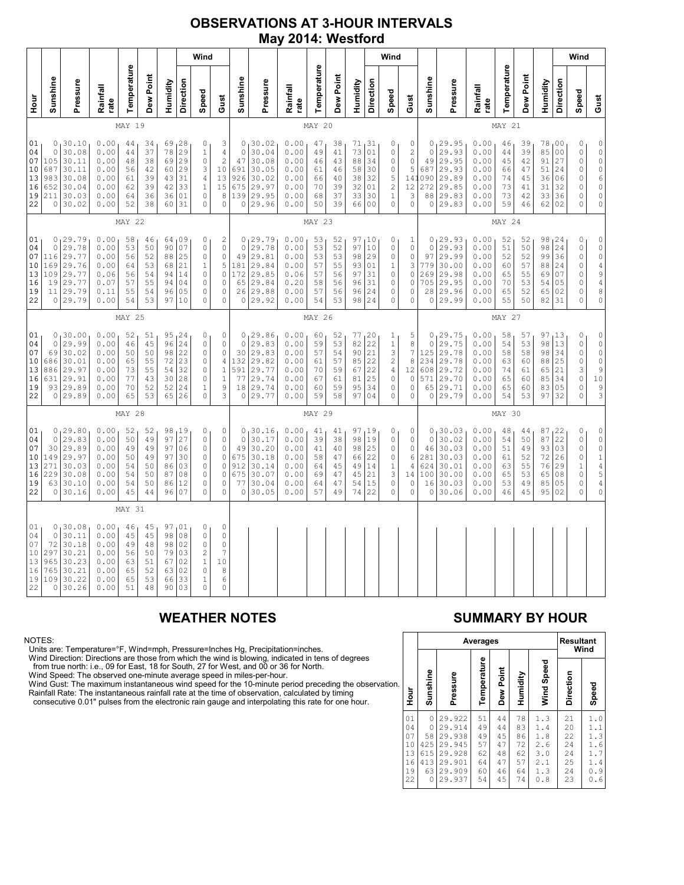# OBSERVATIONS AT 3-HOUR INTERVALS
## May 2014: Westford

### MAY 19

| Hour | Sunshine | Pressure | Rainfall rate | Temperature | Dew Point | Humidity | Wind Direction | Wind Speed | Wind Gust |
|---|---|---|---|---|---|---|---|---|---|
| 01 | 0 | 30.10 | 0.00 | 44 | 34 | 69 | 28 | 0 | 3 |
| 04 | 0 | 30.08 | 0.00 | 44 | 37 | 78 | 29 | 1 | 4 |
| 07 | 105 | 30.11 | 0.00 | 48 | 38 | 69 | 29 | 0 | 2 |
| 10 | 687 | 30.11 | 0.00 | 56 | 42 | 60 | 29 | 3 | 10 |
| 13 | 983 | 30.08 | 0.00 | 61 | 39 | 43 | 31 | 4 | 13 |
| 16 | 652 | 30.04 | 0.00 | 62 | 39 | 42 | 33 | 1 | 15 |
| 19 | 211 | 30.03 | 0.00 | 64 | 36 | 36 | 01 | 0 | 8 |
| 22 | 0 | 30.02 | 0.00 | 52 | 38 | 60 | 31 | 0 | 0 |

### MAY 20

| Hour | Sunshine | Pressure | Rainfall rate | Temperature | Dew Point | Humidity | Wind Direction | Wind Speed | Wind Gust |
|---|---|---|---|---|---|---|---|---|---|
| 01 | 0 | 30.02 | 0.00 | 47 | 38 | 71 | 31 | 0 | 0 |
| 04 | 0 | 30.04 | 0.00 | 49 | 41 | 73 | 01 | 0 | 2 |
| 07 | 47 | 30.08 | 0.00 | 46 | 43 | 88 | 34 | 0 | 0 |
| 10 | 691 | 30.05 | 0.00 | 61 | 46 | 58 | 30 | 0 | 5 |
| 13 | 926 | 30.02 | 0.00 | 66 | 40 | 38 | 32 | 5 | 14 |
| 16 | 675 | 29.97 | 0.00 | 70 | 39 | 32 | 01 | 2 | 12 |
| 19 | 139 | 29.95 | 0.00 | 68 | 37 | 33 | 30 | 1 | 3 |
| 22 | 0 | 29.96 | 0.00 | 50 | 39 | 66 | 00 | 0 | 0 |

### MAY 21

| Hour | Sunshine | Pressure | Rainfall rate | Temperature | Dew Point | Humidity | Wind Direction | Wind Speed | Wind Gust |
|---|---|---|---|---|---|---|---|---|---|
| 01 | 0 | 29.95 | 0.00 | 46 | 39 | 78 | 00 | 0 | 0 |
| 04 | 0 | 29.93 | 0.00 | 44 | 39 | 85 | 00 | 0 | 0 |
| 07 | 49 | 29.95 | 0.00 | 45 | 42 | 91 | 27 | 0 | 0 |
| 10 | 687 | 29.93 | 0.00 | 66 | 47 | 51 | 24 | 0 | 0 |
| 13 | 1090 | 29.89 | 0.00 | 74 | 45 | 36 | 06 | 0 | 6 |
| 16 | 272 | 29.85 | 0.00 | 73 | 41 | 31 | 32 | 0 | 0 |
| 19 | 88 | 29.83 | 0.00 | 73 | 42 | 33 | 36 | 0 | 0 |
| 22 | 0 | 29.83 | 0.00 | 59 | 46 | 62 | 02 | 0 | 0 |

### MAY 22

| Hour | Sunshine | Pressure | Rainfall rate | Temperature | Dew Point | Humidity | Wind Direction | Wind Speed | Wind Gust |
|---|---|---|---|---|---|---|---|---|---|
| 01 | 0 | 29.79 | 0.00 | 58 | 46 | 64 | 09 | 0 | 2 |
| 04 | 0 | 29.78 | 0.00 | 53 | 50 | 90 | 07 | 0 | 0 |
| 07 | 116 | 29.77 | 0.00 | 56 | 52 | 88 | 25 | 0 | 0 |
| 10 | 169 | 29.76 | 0.00 | 64 | 53 | 68 | 21 | 1 | 5 |
| 13 | 109 | 29.77 | 0.06 | 56 | 54 | 94 | 14 | 0 | 0 |
| 16 | 19 | 29.77 | 0.07 | 57 | 55 | 94 | 04 | 0 | 0 |
| 19 | 11 | 29.79 | 0.11 | 55 | 54 | 96 | 05 | 0 | 0 |
| 22 | 0 | 29.79 | 0.00 | 54 | 53 | 97 | 10 | 0 | 0 |

### MAY 23

| Hour | Sunshine | Pressure | Rainfall rate | Temperature | Dew Point | Humidity | Wind Direction | Wind Speed | Wind Gust |
|---|---|---|---|---|---|---|---|---|---|
| 01 | 0 | 29.79 | 0.00 | 53 | 52 | 97 | 10 | 0 | 1 |
| 04 | 0 | 29.78 | 0.00 | 53 | 52 | 97 | 10 | 0 | 0 |
| 07 | 49 | 29.81 | 0.00 | 53 | 53 | 98 | 29 | 0 | 0 |
| 10 | 181 | 29.84 | 0.00 | 57 | 55 | 93 | 01 | 1 | 3 |
| 13 | 172 | 29.85 | 0.06 | 57 | 56 | 97 | 31 | 0 | 0 |
| 16 | 65 | 29.84 | 0.20 | 58 | 56 | 96 | 31 | 0 | 0 |
| 19 | 26 | 29.88 | 0.00 | 57 | 56 | 96 | 24 | 0 | 0 |
| 22 | 0 | 29.92 | 0.00 | 54 | 53 | 98 | 24 | 0 | 0 |

### MAY 24

| Hour | Sunshine | Pressure | Rainfall rate | Temperature | Dew Point | Humidity | Wind Direction | Wind Speed | Wind Gust |
|---|---|---|---|---|---|---|---|---|---|
| 01 | 0 | 29.93 | 0.00 | 52 | 52 | 98 | 24 | 0 | 0 |
| 04 | 0 | 29.93 | 0.00 | 51 | 50 | 98 | 24 | 0 | 0 |
| 07 | 97 | 29.99 | 0.00 | 52 | 52 | 99 | 36 | 0 | 0 |
| 10 | 779 | 30.00 | 0.00 | 60 | 57 | 88 | 24 | 0 | 4 |
| 13 | 269 | 29.98 | 0.00 | 65 | 55 | 69 | 07 | 0 | 9 |
| 16 | 705 | 29.95 | 0.00 | 70 | 53 | 54 | 05 | 0 | 4 |
| 19 | 28 | 29.96 | 0.00 | 65 | 52 | 65 | 02 | 0 | 8 |
| 22 | 0 | 29.99 | 0.00 | 55 | 50 | 82 | 31 | 0 | 0 |

### MAY 25

| Hour | Sunshine | Pressure | Rainfall rate | Temperature | Dew Point | Humidity | Wind Direction | Wind Speed | Wind Gust |
|---|---|---|---|---|---|---|---|---|---|
| 01 | 0 | 30.00 | 0.00 | 52 | 51 | 95 | 24 | 0 | 0 |
| 04 | 0 | 29.99 | 0.00 | 46 | 45 | 96 | 24 | 0 | 0 |
| 07 | 69 | 30.02 | 0.00 | 50 | 50 | 98 | 22 | 0 | 0 |
| 10 | 686 | 30.01 | 0.00 | 65 | 55 | 72 | 23 | 0 | 4 |
| 13 | 886 | 29.97 | 0.00 | 73 | 55 | 54 | 32 | 0 | 1 |
| 16 | 631 | 29.91 | 0.00 | 77 | 43 | 30 | 28 | 0 | 1 |
| 19 | 93 | 29.89 | 0.00 | 70 | 52 | 52 | 24 | 1 | 9 |
| 22 | 0 | 29.89 | 0.00 | 65 | 53 | 65 | 26 | 0 | 3 |

### MAY 26

| Hour | Sunshine | Pressure | Rainfall rate | Temperature | Dew Point | Humidity | Wind Direction | Wind Speed | Wind Gust |
|---|---|---|---|---|---|---|---|---|---|
| 01 | 0 | 29.86 | 0.00 | 60 | 52 | 77 | 20 | 1 | 5 |
| 04 | 0 | 29.83 | 0.00 | 59 | 53 | 82 | 22 | 1 | 8 |
| 07 | 30 | 29.83 | 0.00 | 57 | 54 | 90 | 21 | 3 | 7 |
| 10 | 132 | 29.82 | 0.00 | 61 | 57 | 85 | 22 | 2 | 8 |
| 13 | 591 | 29.77 | 0.00 | 70 | 59 | 67 | 22 | 4 | 12 |
| 16 | 77 | 29.74 | 0.00 | 67 | 61 | 81 | 25 | 0 | 0 |
| 19 | 18 | 29.74 | 0.00 | 60 | 59 | 95 | 34 | 0 | 0 |
| 22 | 0 | 29.77 | 0.00 | 59 | 58 | 97 | 04 | 0 | 0 |

### MAY 27

| Hour | Sunshine | Pressure | Rainfall rate | Temperature | Dew Point | Humidity | Wind Direction | Wind Speed | Wind Gust |
|---|---|---|---|---|---|---|---|---|---|
| 01 | 0 | 29.75 | 0.00 | 58 | 57 | 97 | 13 | 0 | 0 |
| 04 | 0 | 29.75 | 0.00 | 54 | 53 | 98 | 13 | 0 | 0 |
| 07 | 125 | 29.78 | 0.00 | 58 | 58 | 98 | 34 | 0 | 0 |
| 10 | 234 | 29.78 | 0.00 | 63 | 60 | 88 | 25 | 0 | 0 |
| 13 | 608 | 29.72 | 0.00 | 74 | 61 | 65 | 21 | 3 | 9 |
| 16 | 571 | 29.70 | 0.00 | 65 | 60 | 85 | 34 | 0 | 10 |
| 19 | 65 | 29.71 | 0.00 | 65 | 60 | 83 | 05 | 0 | 9 |
| 22 | 0 | 29.79 | 0.00 | 54 | 53 | 97 | 32 | 0 | 3 |

### MAY 28

| Hour | Sunshine | Pressure | Rainfall rate | Temperature | Dew Point | Humidity | Wind Direction | Wind Speed | Wind Gust |
|---|---|---|---|---|---|---|---|---|---|
| 01 | 0 | 29.80 | 0.00 | 52 | 52 | 98 | 19 | 0 | 0 |
| 04 | 0 | 29.83 | 0.00 | 50 | 49 | 97 | 27 | 0 | 0 |
| 07 | 30 | 29.89 | 0.00 | 49 | 49 | 97 | 06 | 0 | 0 |
| 10 | 149 | 29.97 | 0.00 | 50 | 49 | 97 | 30 | 0 | 0 |
| 13 | 271 | 30.03 | 0.00 | 54 | 50 | 86 | 03 | 0 | 0 |
| 16 | 229 | 30.08 | 0.00 | 54 | 50 | 87 | 08 | 0 | 0 |
| 19 | 63 | 30.10 | 0.00 | 54 | 50 | 86 | 12 | 0 | 0 |
| 22 | 0 | 30.16 | 0.00 | 45 | 44 | 96 | 07 | 0 | 0 |

### MAY 29

| Hour | Sunshine | Pressure | Rainfall rate | Temperature | Dew Point | Humidity | Wind Direction | Wind Speed | Wind Gust |
|---|---|---|---|---|---|---|---|---|---|
| 01 | 0 | 30.16 | 0.00 | 41 | 41 | 97 | 19 | 0 | 0 |
| 04 | 0 | 30.17 | 0.00 | 39 | 38 | 98 | 19 | 0 | 0 |
| 07 | 49 | 30.20 | 0.00 | 41 | 40 | 98 | 25 | 0 | 0 |
| 10 | 675 | 30.18 | 0.00 | 58 | 47 | 66 | 22 | 0 | 6 |
| 13 | 912 | 30.14 | 0.00 | 64 | 45 | 49 | 14 | 1 | 4 |
| 16 | 675 | 30.07 | 0.00 | 69 | 47 | 45 | 21 | 3 | 14 |
| 19 | 77 | 30.04 | 0.00 | 64 | 47 | 54 | 15 | 0 | 0 |
| 22 | 0 | 30.05 | 0.00 | 57 | 49 | 74 | 22 | 0 | 0 |

### MAY 30

| Hour | Sunshine | Pressure | Rainfall rate | Temperature | Dew Point | Humidity | Wind Direction | Wind Speed | Wind Gust |
|---|---|---|---|---|---|---|---|---|---|
| 01 | 0 | 30.03 | 0.00 | 48 | 44 | 87 | 22 | 0 | 0 |
| 04 | 0 | 30.02 | 0.00 | 54 | 50 | 87 | 22 | 0 | 0 |
| 07 | 46 | 30.03 | 0.00 | 51 | 49 | 93 | 03 | 0 | 0 |
| 10 | 281 | 30.03 | 0.00 | 61 | 52 | 72 | 26 | 0 | 1 |
| 13 | 624 | 30.01 | 0.00 | 63 | 55 | 76 | 29 | 1 | 4 |
| 16 | 100 | 30.00 | 0.00 | 65 | 53 | 65 | 08 | 0 | 5 |
| 19 | 16 | 30.03 | 0.00 | 53 | 49 | 85 | 05 | 0 | 4 |
| 22 | 0 | 30.06 | 0.00 | 46 | 45 | 95 | 02 | 0 | 0 |

### MAY 31

| Hour | Sunshine | Pressure | Rainfall rate | Temperature | Dew Point | Humidity | Wind Direction | Wind Speed | Wind Gust |
|---|---|---|---|---|---|---|---|---|---|
| 01 | 0 | 30.08 | 0.00 | 46 | 45 | 97 | 01 | 0 | 0 |
| 04 | 0 | 30.11 | 0.00 | 45 | 45 | 98 | 08 | 0 | 0 |
| 07 | 72 | 30.18 | 0.00 | 49 | 48 | 98 | 02 | 0 | 0 |
| 10 | 297 | 30.21 | 0.00 | 56 | 50 | 79 | 03 | 2 | 7 |
| 13 | 965 | 30.23 | 0.00 | 63 | 51 | 67 | 02 | 1 | 10 |
| 16 | 765 | 30.21 | 0.00 | 65 | 52 | 63 | 02 | 0 | 8 |
| 19 | 109 | 30.22 | 0.00 | 65 | 53 | 66 | 33 | 1 | 6 |
| 22 | 0 | 30.26 | 0.00 | 51 | 48 | 90 | 03 | 0 | 0 |

## WEATHER NOTES

NOTES:
Units are: Temperature=°F, Wind=mph, Pressure=Inches Hg, Precipitation=inches.
Wind Direction: Directions are those from which the wind is blowing, indicated in tens of degrees from true north: i.e., 09 for East, 18 for South, 27 for West, and 00 or 36 for North.
Wind Speed: The observed one-minute average speed in miles-per-hour.
Wind Gust: The maximum instantaneous wind speed for the 10-minute period preceding the observation.
Rainfall Rate: The instantaneous rainfall rate at the time of observation, calculated by timing consecutive 0.01" pulses from the electronic rain gauge and interpolating this rate for one hour.

## SUMMARY BY HOUR

| Hour | Averages | | | | | | Resultant Wind | |
|---|---|---|---|---|---|---|---|---|
| | Sunshine | Pressure | Temperature | Dew Point | Humidity | Wind Speed | Direction | Speed |
| 01 | 0 | 29.922 | 51 | 44 | 78 | 1.3 | 21 | 1.0 |
| 04 | 0 | 29.914 | 49 | 44 | 83 | 1.4 | 20 | 1.1 |
| 07 | 58 | 29.938 | 49 | 45 | 86 | 1.8 | 22 | 1.3 |
| 10 | 425 | 29.945 | 57 | 47 | 72 | 2.6 | 24 | 1.6 |
| 13 | 615 | 29.928 | 62 | 48 | 62 | 3.0 | 24 | 1.7 |
| 16 | 413 | 29.901 | 64 | 47 | 57 | 2.1 | 25 | 1.4 |
| 19 | 63 | 29.909 | 60 | 46 | 64 | 1.3 | 24 | 0.9 |
| 22 | 0 | 29.937 | 54 | 45 | 74 | 0.8 | 23 | 0.6 |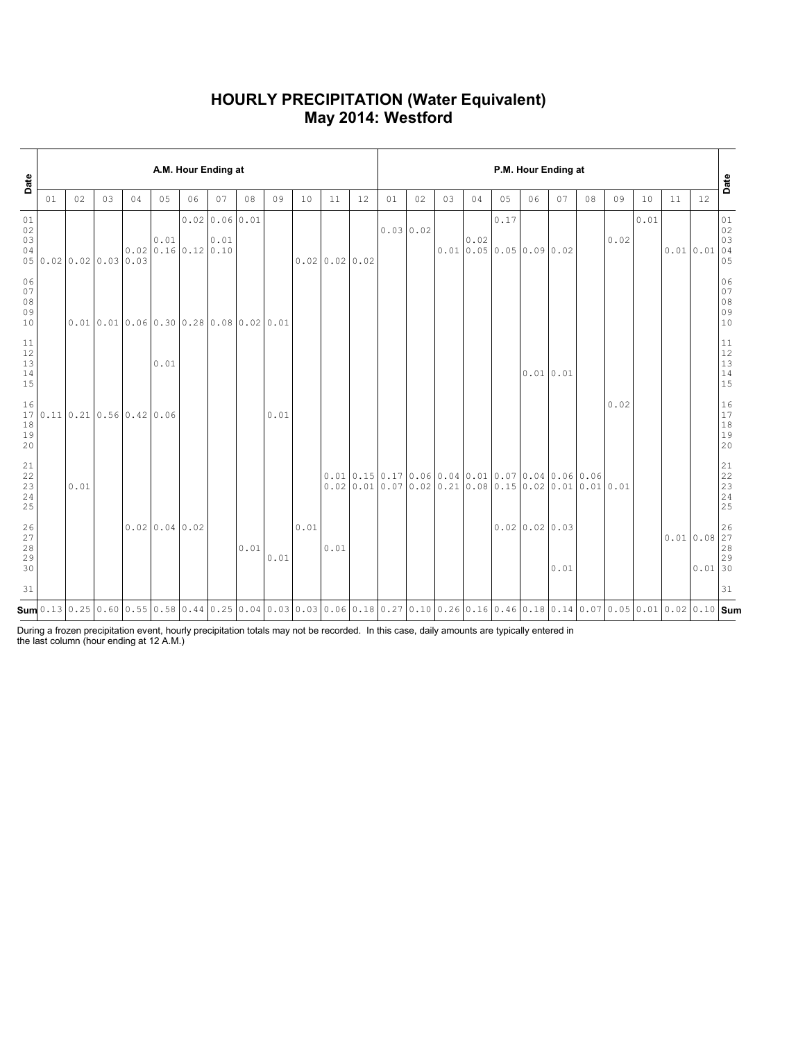# HOURLY PRECIPITATION (Water Equivalent)
# May 2014: Westford

| Date | A.M. Hour Ending at | | | | | | | | | | | | P.M. Hour Ending at | | | | | | | | | | | | Date |
|---|---|---|---|---|---|---|---|---|---|---|---|---|---|---|---|---|---|---|---|---|---|---|---|---|---|
| | 01 | 02 | 03 | 04 | 05 | 06 | 07 | 08 | 09 | 10 | 11 | 12 | 01 | 02 | 03 | 04 | 05 | 06 | 07 | 08 | 09 | 10 | 11 | 12 | |
| 01 | | | | | | 0.02 | 0.06 | 0.01 | | | | | | | | | 0.17 | | | | | 0.01 | | | 01 |
| 02 | | | | | | | | | | | | | 0.03 | 0.02 | | | | | | | | | | | 02 |
| 03 | | | | | 0.01 | | 0.01 | | | | | | | | | 0.02 | | | | | | | | | 03 |
| 04 | | | | 0.02 | 0.16 | 0.12 | 0.10 | | | | | | | | 0.01 | 0.05 | 0.05 | 0.09 | 0.02 | | 0.02 | | 0.01 | 0.01 | 04 |
| 05 | 0.02 | 0.02 | 0.03 | 0.03 | | | | | | 0.02 | 0.02 | 0.02 | | | | | | | | | | | | | 05 |
| 06 | | | | | | | | | | | | | | | | | | | | | | | | | 06 |
| 07 | | | | | | | | | | | | | | | | | | | | | | | | | 07 |
| 08 | | | | | | | | | | | | | | | | | | | | | | | | | 08 |
| 09 | | | | | | | | | | | | | | | | | | | | | | | | | 09 |
| 10 | | 0.01 | 0.01 | 0.06 | 0.30 | 0.28 | 0.08 | 0.02 | 0.01 | | | | | | | | | | | | | | | | 10 |
| 11 | | | | | | | | | | | | | | | | | | | | | | | | | 11 |
| 12 | | | | | | | | | | | | | | | | | | | | | | | | | 12 |
| 13 | | | | | 0.01 | | | | | | | | | | | | | | | | | | | | 13 |
| 14 | | | | | | | | | | | | | | | | | | 0.01 | 0.01 | | | | | | 14 |
| 15 | | | | | | | | | | | | | | | | | | | | | | | | | 15 |
| 16 | | | | | | | | | | | | | | | | | | | | | 0.02 | | | | 16 |
| 17 | 0.11 | 0.21 | 0.56 | 0.42 | 0.06 | | | | 0.01 | | | | | | | | | | | | | | | | 17 |
| 18 | | | | | | | | | | | | | | | | | | | | | | | | | 18 |
| 19 | | | | | | | | | | | | | | | | | | | | | | | | | 19 |
| 20 | | | | | | | | | | | | | | | | | | | | | | | | | 20 |
| 21 | | | | | | | | | | | | | | | | | | | | | | | | | 21 |
| 22 | | | | | | | | | | | 0.01 | 0.15 | 0.17 | 0.06 | 0.04 | 0.01 | 0.07 | 0.04 | 0.06 | 0.06 | | | | | 22 |
| 23 | | 0.01 | | | | | | | | | 0.02 | 0.01 | 0.07 | 0.02 | 0.21 | 0.08 | 0.15 | 0.02 | 0.01 | 0.01 | 0.01 | | | | 23 |
| 24 | | | | | | | | | | | | | | | | | | | | | | | | | 24 |
| 25 | | | | | | | | | | | | | | | | | | | | | | | | | 25 |
| 26 | | | | 0.02 | 0.04 | 0.02 | | | | 0.01 | | | | | | | 0.02 | 0.02 | 0.03 | | | | | | 26 |
| 27 | | | | | | | | | | | | | | | | | | | | | | | 0.01 | 0.08 | 27 |
| 28 | | | | | | | | 0.01 | | | 0.01 | | | | | | | | | | | | | | 28 |
| 29 | | | | | | | | | 0.01 | | | | | | | | | | | | | | | | 29 |
| 30 | | | | | | | | | | | | | | | | | | | 0.01 | | | | | 0.01 | 30 |
| 31 | | | | | | | | | | | | | | | | | | | | | | | | | 31 |
| **Sum** | 0.13 | 0.25 | 0.60 | 0.55 | 0.58 | 0.44 | 0.25 | 0.04 | 0.03 | 0.03 | 0.06 | 0.18 | 0.27 | 0.10 | 0.26 | 0.16 | 0.46 | 0.18 | 0.14 | 0.07 | 0.05 | 0.01 | 0.02 | 0.10 | **Sum** |

During a frozen precipitation event, hourly precipitation totals may not be recorded. In this case, daily amounts are typically entered in the last column (hour ending at 12 A.M.)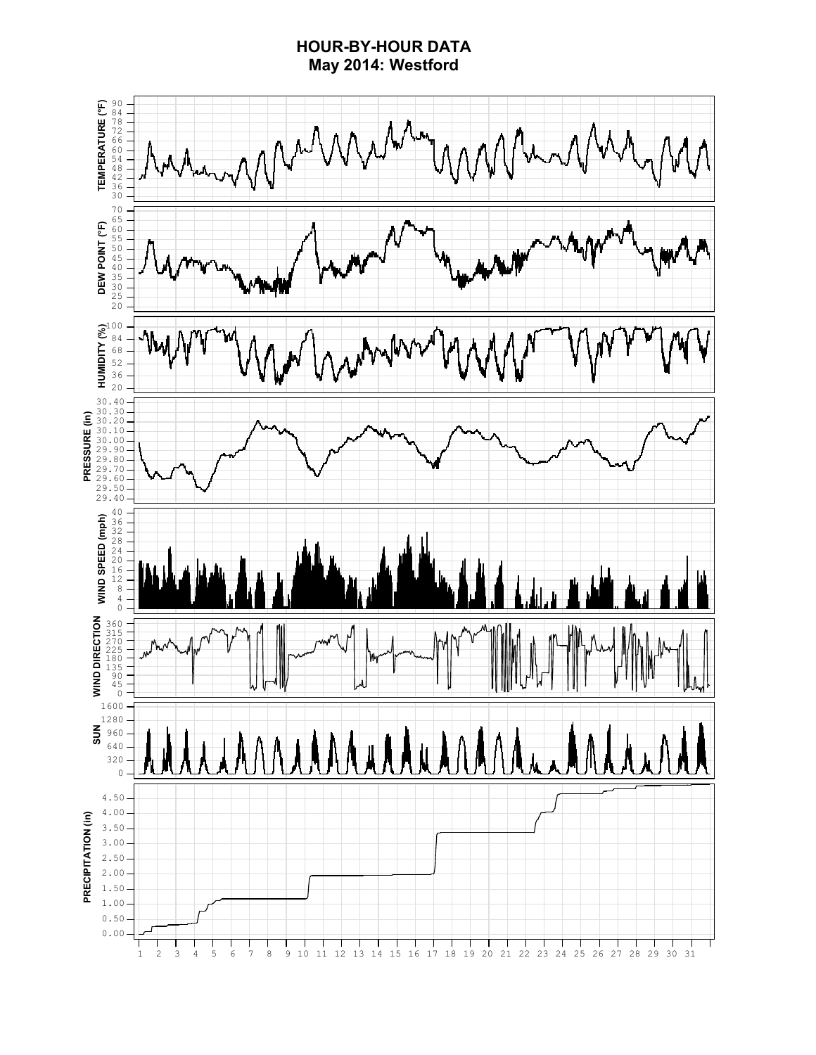# HOUR-BY-HOUR DATA
## May 2014: Westford

TEMPERATURE (°F)

DEW POINT (°F)

HUMIDITY (%)

PRESSURE (in)

WIND SPEED (mph)

WIND DIRECTION

SUN

PRECIPITATION (in)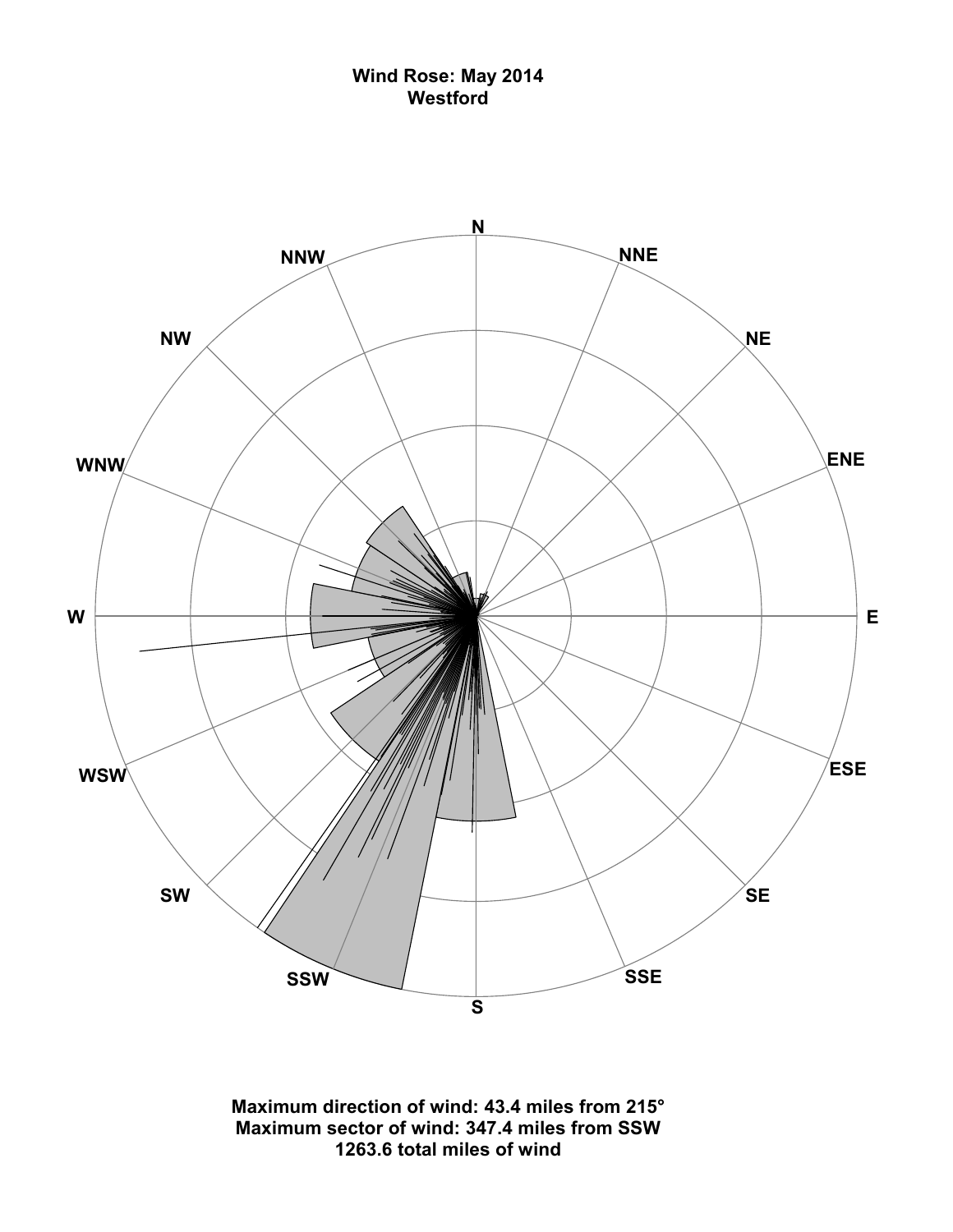Wind Rose: May 2014
Westford

N
NNE
NE
ENE
E
ESE
SE
SSE
S
SSW
SW
WSW
W
WNW
NW
NNW

Maximum direction of wind: 43.4 miles from 215°
Maximum sector of wind: 347.4 miles from SSW
1263.6 total miles of wind